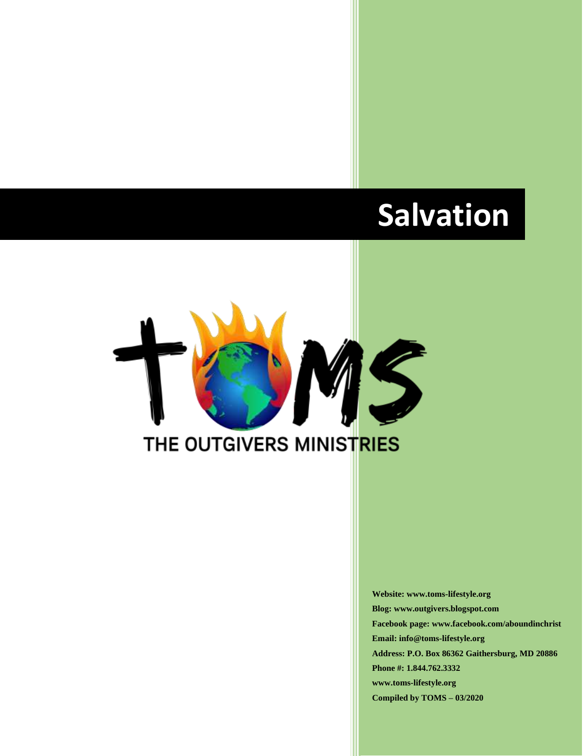# Salvation

THE OUTGIVERS MINISTRIES

**Website: www.toms-lifestyle.org**
**Blog: www.outgivers.blogspot.com**
**Facebook page: www.facebook.com/aboundinchrist**
**Email: info@toms-lifestyle.org**
**Address: P.O. Box 86362 Gaithersburg, MD 20886**
**Phone #: 1.844.762.3332**
**www.toms-lifestyle.org**
**Compiled by TOMS – 03/2020**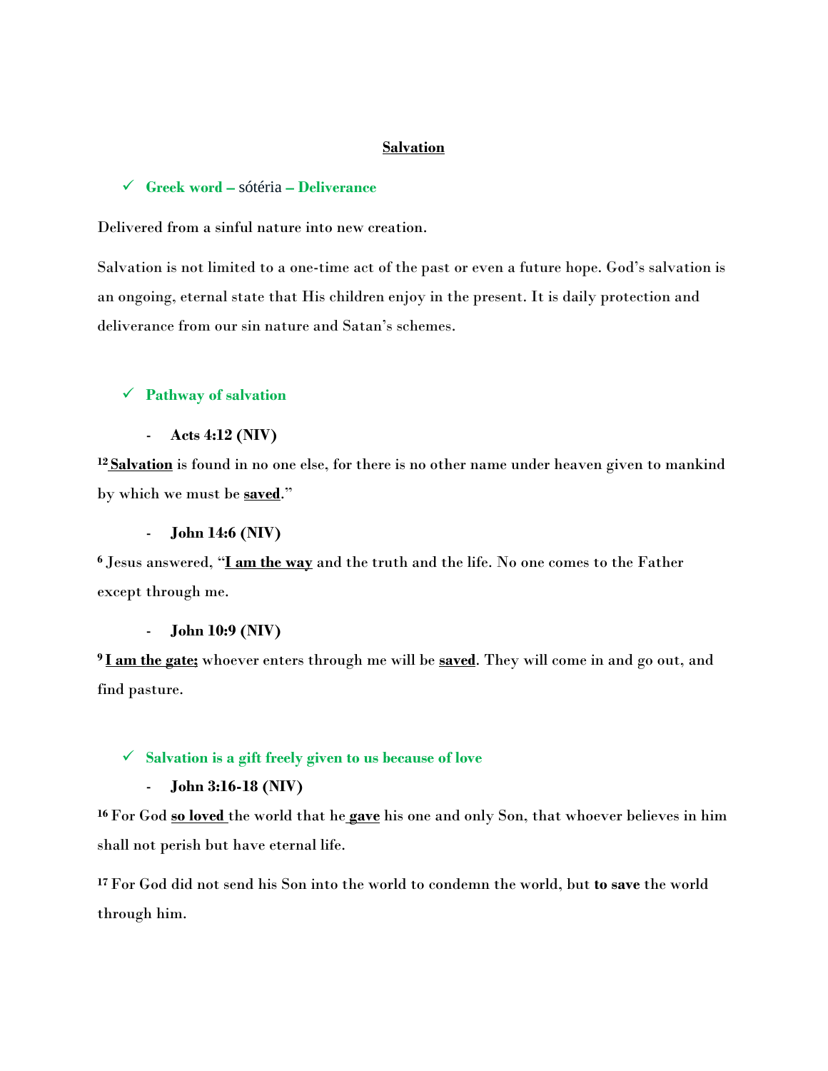# **Salvation**

✓ **Greek word – sótéria – Deliverance**

Delivered from a sinful nature into new creation.

Salvation is not limited to a one-time act of the past or even a future hope. God's salvation is an ongoing, eternal state that His children enjoy in the present. It is daily protection and deliverance from our sin nature and Satan's schemes.

✓ **Pathway of salvation**

- **Acts 4:12 (NIV)**

[12] **Salvation** is found in no one else, for there is no other name under heaven given to mankind by which we must be **saved**."

- **John 14:6 (NIV)**

[6] Jesus answered, "**I am the way** and the truth and the life. No one comes to the Father except through me.

- **John 10:9 (NIV)**

[9] **I am the gate;** whoever enters through me will be **saved**. They will come in and go out, and find pasture.

✓ **Salvation is a gift freely given to us because of love**

- **John 3:16-18 (NIV)**

[16] For God **so loved** the world that he **gave** his one and only Son, that whoever believes in him shall not perish but have eternal life.

[17] For God did not send his Son into the world to condemn the world, but **to save** the world through him.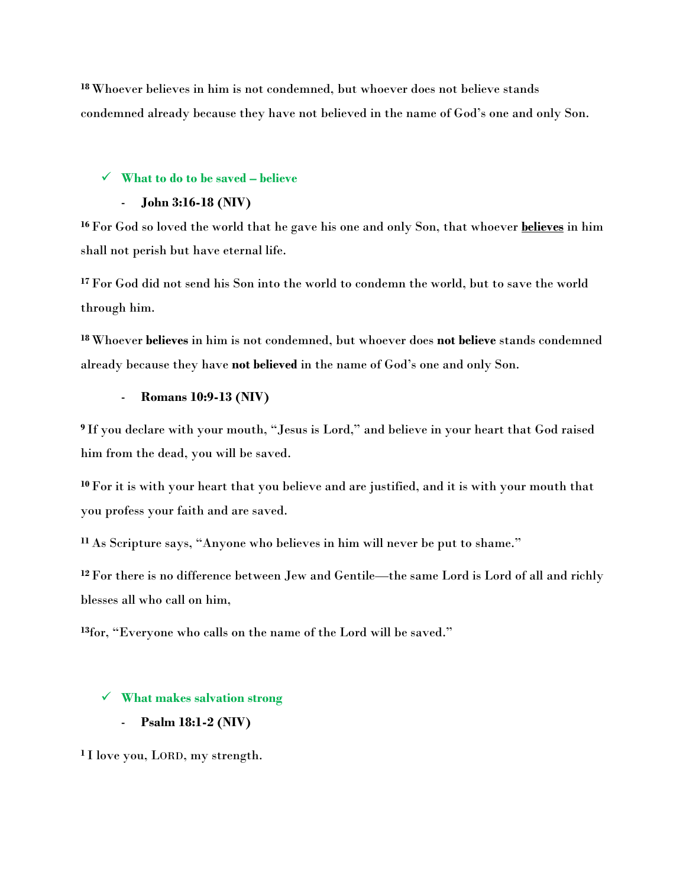[18] Whoever believes in him is not condemned, but whoever does not believe stands condemned already because they have not believed in the name of God's one and only Son.

- ✓ **What to do to be saved – believe**
  - **John 3:16-18 (NIV)**

[16] For God so loved the world that he gave his one and only Son, that whoever **<u>believes</u>** in him shall not perish but have eternal life.

[17] For God did not send his Son into the world to condemn the world, but to save the world through him.

[18] Whoever **believes** in him is not condemned, but whoever does **not believe** stands condemned already because they have **not believed** in the name of God's one and only Son.

- **Romans 10:9-13 (NIV)**

[9] If you declare with your mouth, "Jesus is Lord," and believe in your heart that God raised him from the dead, you will be saved.

[10] For it is with your heart that you believe and are justified, and it is with your mouth that you profess your faith and are saved.

[11] As Scripture says, "Anyone who believes in him will never be put to shame."

[12] For there is no difference between Jew and Gentile—the same Lord is Lord of all and richly blesses all who call on him,

[13]for, "Everyone who calls on the name of the Lord will be saved."

- ✓ **What makes salvation strong**
  - **Psalm 18:1-2 (NIV)**

[1] I love you, LORD, my strength.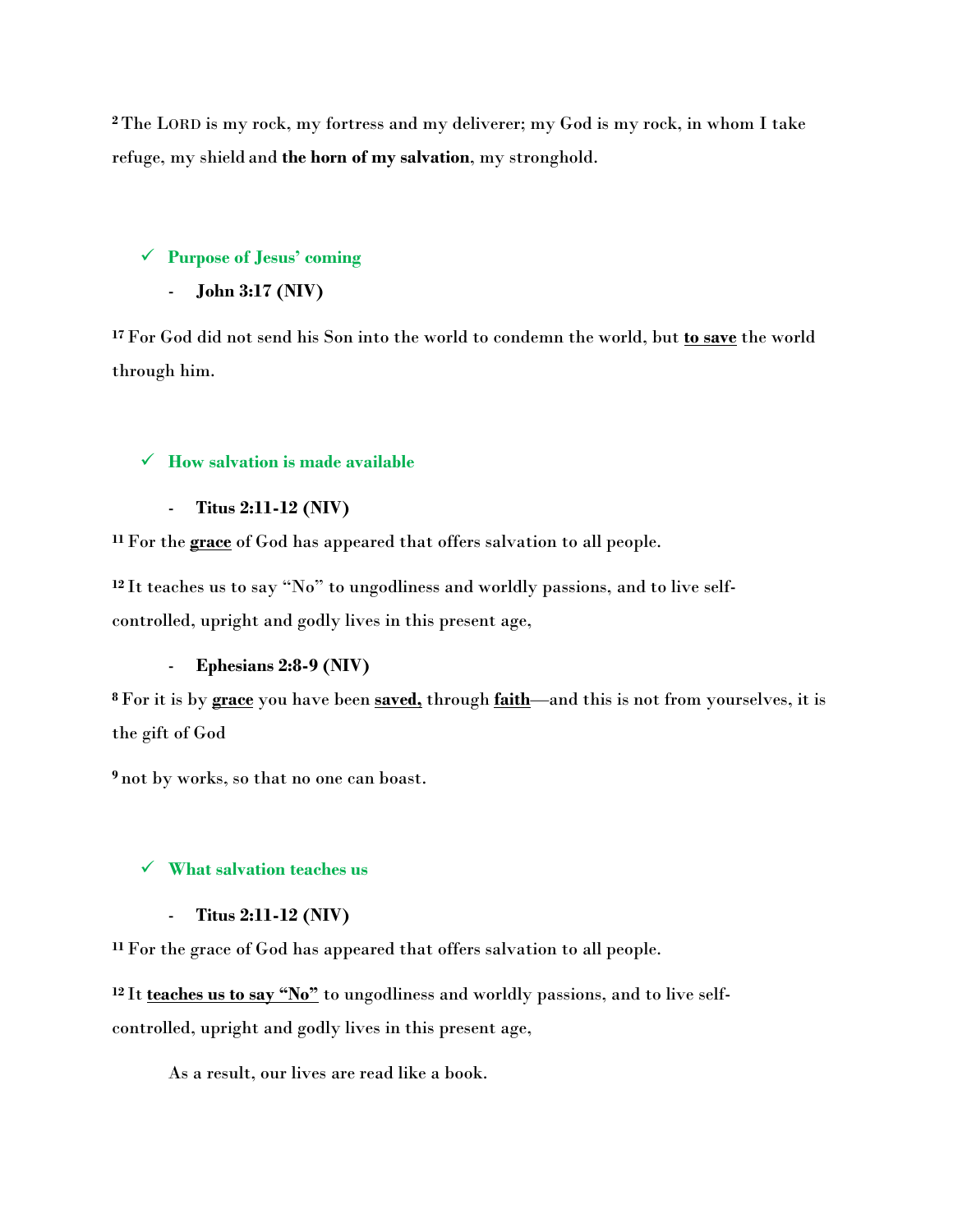[2] The LORD is my rock, my fortress and my deliverer; my God is my rock, in whom I take refuge, my shield and **the horn of my salvation**, my stronghold.

- ✓ **Purpose of Jesus' coming**
  - **John 3:17 (NIV)**

[17] For God did not send his Son into the world to condemn the world, but **<u>to save</u>** the world through him.

- ✓ **How salvation is made available**
  - **Titus 2:11-12 (NIV)**

[11] For the **<u>grace</u>** of God has appeared that offers salvation to all people.

[12] It teaches us to say "No" to ungodliness and worldly passions, and to live self-controlled, upright and godly lives in this present age,

  - **Ephesians 2:8-9 (NIV)**

[8] For it is by **<u>grace</u>** you have been **<u>saved,</u>** through **<u>faith</u>**—and this is not from yourselves, it is the gift of God

[9] not by works, so that no one can boast.

- ✓ **What salvation teaches us**
  - **Titus 2:11-12 (NIV)**

[11] For the grace of God has appeared that offers salvation to all people.

[12] It **<u>teaches us to say "No"</u>** to ungodliness and worldly passions, and to live self-controlled, upright and godly lives in this present age,

As a result, our lives are read like a book.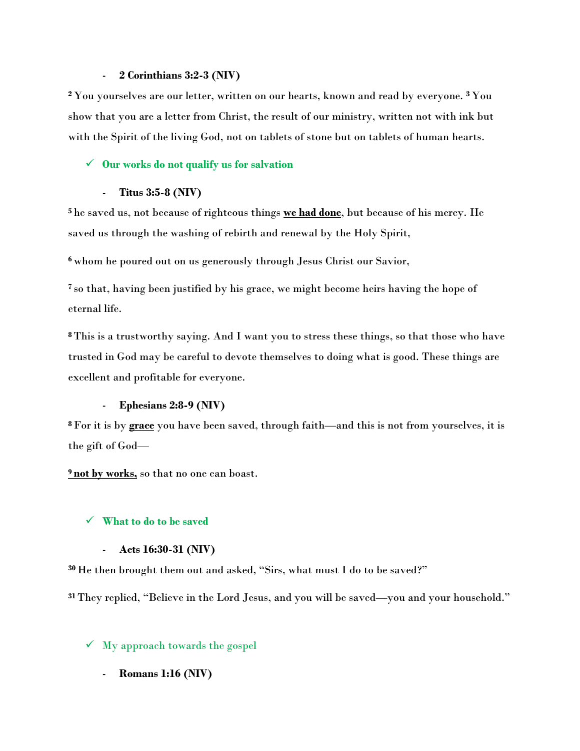- **2 Corinthians 3:2-3 (NIV)**

[2] You yourselves are our letter, written on our hearts, known and read by everyone. [3] You show that you are a letter from Christ, the result of our ministry, written not with ink but with the Spirit of the living God, not on tablets of stone but on tablets of human hearts.

- ✓ **Our works do not qualify us for salvation**

- **Titus 3:5-8 (NIV)**

[5] he saved us, not because of righteous things **we had done**, but because of his mercy. He saved us through the washing of rebirth and renewal by the Holy Spirit,

[6] whom he poured out on us generously through Jesus Christ our Savior,

[7] so that, having been justified by his grace, we might become heirs having the hope of eternal life.

[8] This is a trustworthy saying. And I want you to stress these things, so that those who have trusted in God may be careful to devote themselves to doing what is good. These things are excellent and profitable for everyone.

- **Ephesians 2:8-9 (NIV)**

[8] For it is by **grace** you have been saved, through faith—and this is not from yourselves, it is the gift of God—

[9] **not by works,** so that no one can boast.

- ✓ **What to do to be saved**

- **Acts 16:30-31 (NIV)**

[30] He then brought them out and asked, "Sirs, what must I do to be saved?"

[31] They replied, "Believe in the Lord Jesus, and you will be saved—you and your household."

- ✓ My approach towards the gospel

- **Romans 1:16 (NIV)**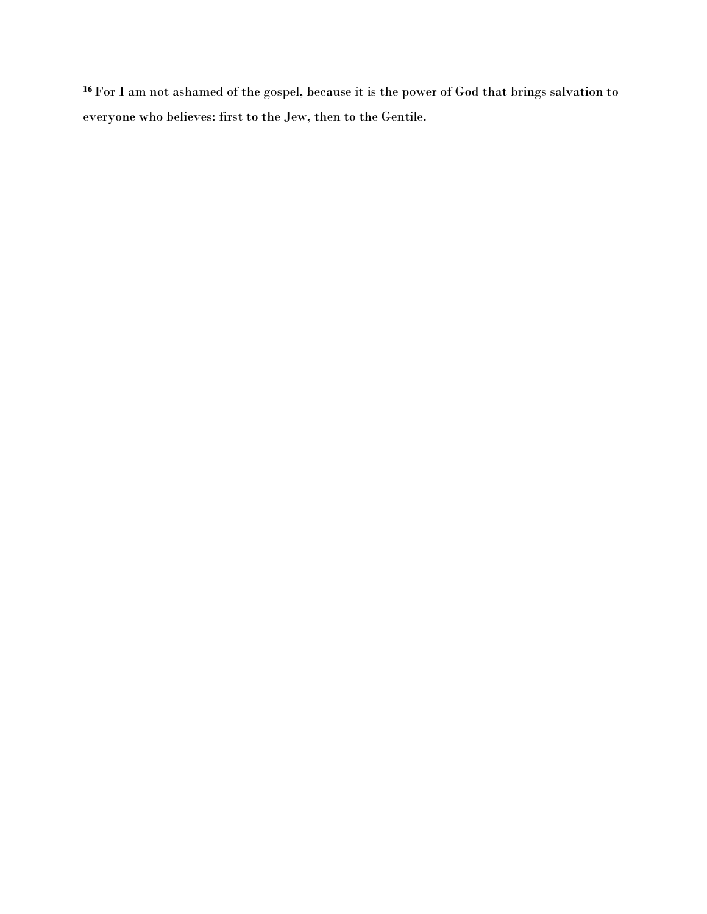**[16]** For I am not ashamed of the gospel, because it is the power of God that brings salvation to everyone who believes: first to the Jew, then to the Gentile.